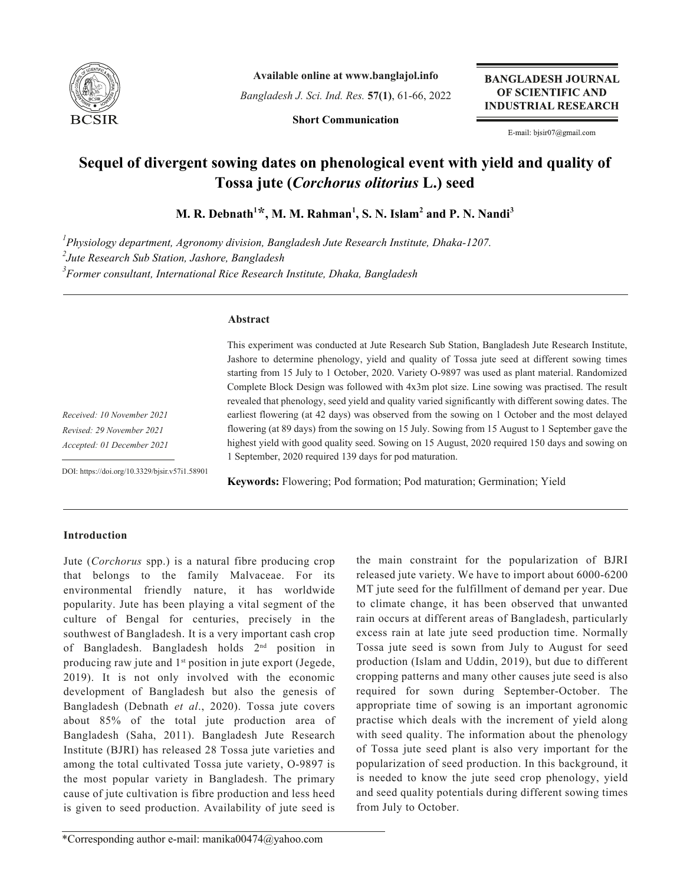**Short Communication**

# Sequel of divergent sowing dates on phenological event with yield and quality of Tossa jute (*Corchorus olitorius* L.) seed

**M. R. Debnath[1]*, M. M. Rahman[1], S. N. Islam[2] and P. N. Nandi[3]**

[1] *Physiology department, Agronomy division, Bangladesh Jute Research Institute, Dhaka-1207.*

[2] *Jute Research Sub Station, Jashore, Bangladesh*

[3] *Former consultant, International Rice Research Institute, Dhaka, Bangladesh*

*Received: 10 November 2021*

*Revised: 29 November 2021*

*Accepted: 01 December 2021*

DOI: https://doi.org/10.3329/bjsir.v57i1.58901

## Abstract

This experiment was conducted at Jute Research Sub Station, Bangladesh Jute Research Institute, Jashore to determine phenology, yield and quality of Tossa jute seed at different sowing times starting from 15 July to 1 October, 2020. Variety O-9897 was used as plant material. Randomized Complete Block Design was followed with 4x3m plot size. Line sowing was practised. The result revealed that phenology, seed yield and quality varied significantly with different sowing dates. The earliest flowering (at 42 days) was observed from the sowing on 1 October and the most delayed flowering (at 89 days) from the sowing on 15 July. Sowing from 15 August to 1 September gave the highest yield with good quality seed. Sowing on 15 August, 2020 required 150 days and sowing on 1 September, 2020 required 139 days for pod maturation.

**Keywords:** Flowering; Pod formation; Pod maturation; Germination; Yield

## Introduction

Jute (*Corchorus* spp.) is a natural fibre producing crop that belongs to the family Malvaceae. For its environmental friendly nature, it has worldwide popularity. Jute has been playing a vital segment of the culture of Bengal for centuries, precisely in the southwest of Bangladesh. It is a very important cash crop of Bangladesh. Bangladesh holds 2nd position in producing raw jute and 1st position in jute export (Jegede, 2019). It is not only involved with the economic development of Bangladesh but also the genesis of Bangladesh (Debnath *et al*., 2020). Tossa jute covers about 85% of the total jute production area of Bangladesh (Saha, 2011). Bangladesh Jute Research Institute (BJRI) has released 28 Tossa jute varieties and among the total cultivated Tossa jute variety, O-9897 is the most popular variety in Bangladesh. The primary cause of jute cultivation is fibre production and less heed is given to seed production. Availability of jute seed is the main constraint for the popularization of BJRI released jute variety. We have to import about 6000-6200 MT jute seed for the fulfillment of demand per year. Due to climate change, it has been observed that unwanted rain occurs at different areas of Bangladesh, particularly excess rain at late jute seed production time. Normally Tossa jute seed is sown from July to August for seed production (Islam and Uddin, 2019), but due to different cropping patterns and many other causes jute seed is also required for sown during September-October. The appropriate time of sowing is an important agronomic practise which deals with the increment of yield along with seed quality. The information about the phenology of Tossa jute seed plant is also very important for the popularization of seed production. In this background, it is needed to know the jute seed crop phenology, yield and seed quality potentials during different sowing times from July to October.

*Corresponding author e-mail: manika00474@yahoo.com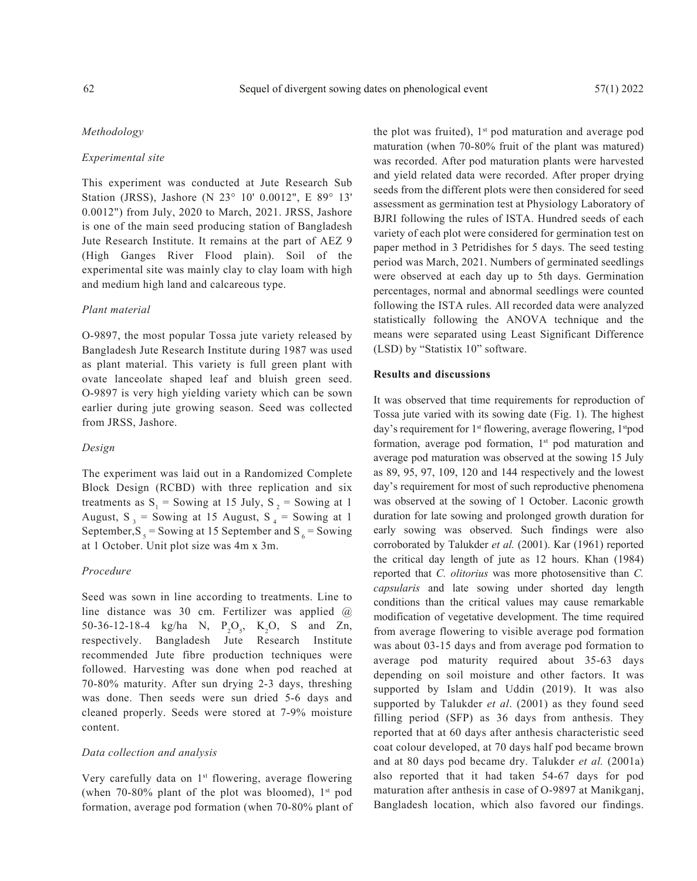### *Methodology*

#### *Experimental site*

This experiment was conducted at Jute Research Sub Station (JRSS), Jashore (N 23° 10' 0.0012", E 89° 13' 0.0012") from July, 2020 to March, 2021. JRSS, Jashore is one of the main seed producing station of Bangladesh Jute Research Institute. It remains at the part of AEZ 9 (High Ganges River Flood plain). Soil of the experimental site was mainly clay to clay loam with high and medium high land and calcareous type.

#### *Plant material*

O-9897, the most popular Tossa jute variety released by Bangladesh Jute Research Institute during 1987 was used as plant material. This variety is full green plant with ovate lanceolate shaped leaf and bluish green seed. O-9897 is very high yielding variety which can be sown earlier during jute growing season. Seed was collected from JRSS, Jashore.

#### *Design*

The experiment was laid out in a Randomized Complete Block Design (RCBD) with three replication and six treatments as $S_1$ = Sowing at 15 July, $S_2$ = Sowing at 1 August, $S_3$ = Sowing at 15 August, $S_4$ = Sowing at 1 September, $S_5$ = Sowing at 15 September and $S_6$ = Sowing at 1 October. Unit plot size was 4m x 3m.

#### *Procedure*

Seed was sown in line according to treatments. Line to line distance was 30 cm. Fertilizer was applied @ 50-36-12-18-4 kg/ha N, $P_2O_5$, $K_2O$, S and Zn, respectively. Bangladesh Jute Research Institute recommended Jute fibre production techniques were followed. Harvesting was done when pod reached at 70-80% maturity. After sun drying 2-3 days, threshing was done. Then seeds were sun dried 5-6 days and cleaned properly. Seeds were stored at 7-9% moisture content.

#### *Data collection and analysis*

Very carefully data on 1st flowering, average flowering (when 70-80% plant of the plot was bloomed), 1st pod formation, average pod formation (when 70-80% plant of the plot was fruited), 1st pod maturation and average pod maturation (when 70-80% fruit of the plant was matured) was recorded. After pod maturation plants were harvested and yield related data were recorded. After proper drying seeds from the different plots were then considered for seed assessment as germination test at Physiology Laboratory of BJRI following the rules of ISTA. Hundred seeds of each variety of each plot were considered for germination test on paper method in 3 Petridishes for 5 days. The seed testing period was March, 2021. Numbers of germinated seedlings were observed at each day up to 5th days. Germination percentages, normal and abnormal seedlings were counted following the ISTA rules. All recorded data were analyzed statistically following the ANOVA technique and the means were separated using Least Significant Difference (LSD) by "Statistix 10" software.

### **Results and discussions**

It was observed that time requirements for reproduction of Tossa jute varied with its sowing date (Fig. 1). The highest day's requirement for 1st flowering, average flowering, 1st pod formation, average pod formation, 1st pod maturation and average pod maturation was observed at the sowing 15 July as 89, 95, 97, 109, 120 and 144 respectively and the lowest day's requirement for most of such reproductive phenomena was observed at the sowing of 1 October. Laconic growth duration for late sowing and prolonged growth duration for early sowing was observed. Such findings were also corroborated by Talukder *et al.* (2001). Kar (1961) reported the critical day length of jute as 12 hours. Khan (1984) reported that *C. olitorius* was more photosensitive than *C. capsularis* and late sowing under shorted day length conditions than the critical values may cause remarkable modification of vegetative development. The time required from average flowering to visible average pod formation was about 03-15 days and from average pod formation to average pod maturity required about 35-63 days depending on soil moisture and other factors. It was supported by Islam and Uddin (2019). It was also supported by Talukder *et al*. (2001) as they found seed filling period (SFP) as 36 days from anthesis. They reported that at 60 days after anthesis characteristic seed coat colour developed, at 70 days half pod became brown and at 80 days pod became dry. Talukder *et al.* (2001a) also reported that it had taken 54-67 days for pod maturation after anthesis in case of O-9897 at Manikganj, Bangladesh location, which also favored our findings.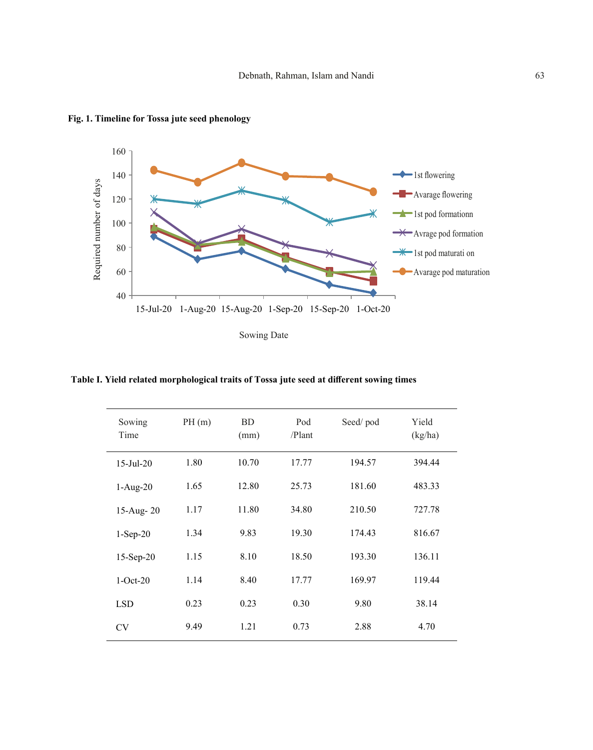**Fig. 1. Timeline for Tossa jute seed phenology**

**Table I. Yield related morphological traits of Tossa jute seed at different sowing times**

| Sowing Time | PH (m) | BD (mm) | Pod /Plant | Seed/ pod | Yield (kg/ha) |
|---|---|---|---|---|---|
| 15-Jul-20 | 1.80 | 10.70 | 17.77 | 194.57 | 394.44 |
| 1-Aug-20 | 1.65 | 12.80 | 25.73 | 181.60 | 483.33 |
| 15-Aug- 20 | 1.17 | 11.80 | 34.80 | 210.50 | 727.78 |
| 1-Sep-20 | 1.34 | 9.83 | 19.30 | 174.43 | 816.67 |
| 15-Sep-20 | 1.15 | 8.10 | 18.50 | 193.30 | 136.11 |
| 1-Oct-20 | 1.14 | 8.40 | 17.77 | 169.97 | 119.44 |
| LSD | 0.23 | 0.23 | 0.30 | 9.80 | 38.14 |
| CV | 9.49 | 1.21 | 0.73 | 2.88 | 4.70 |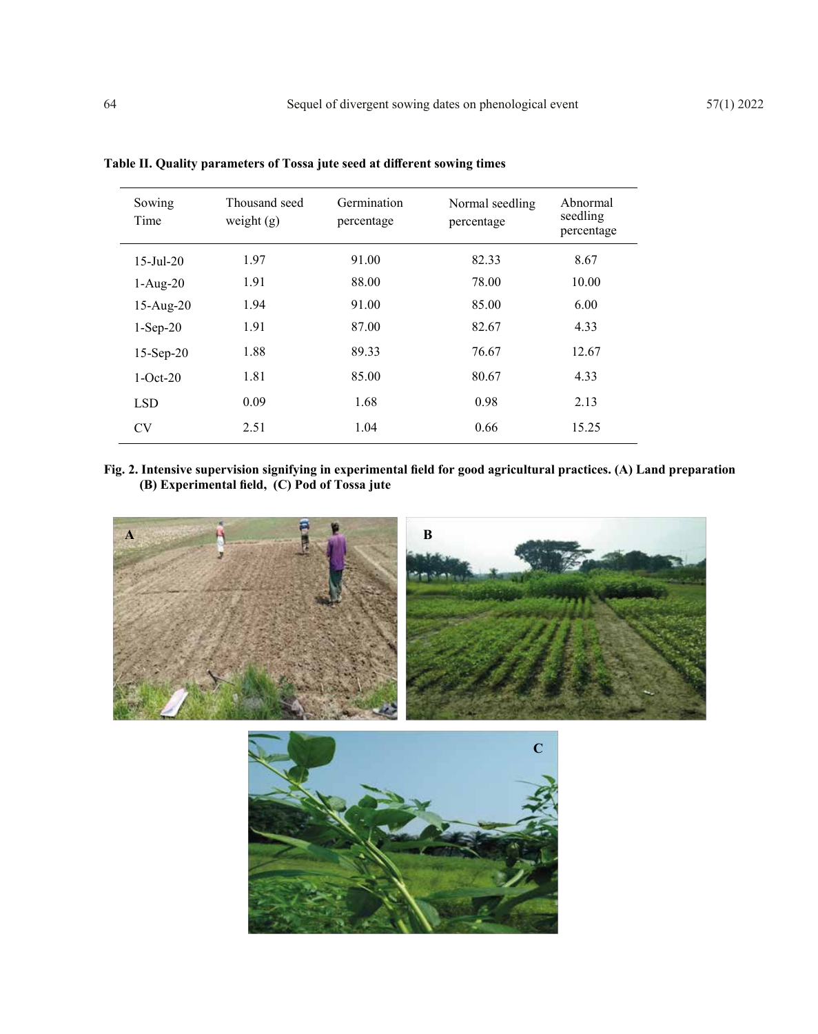**Table II. Quality parameters of Tossa jute seed at different sowing times**

| Sowing Time | Thousand seed weight (g) | Germination percentage | Normal seedling percentage | Abnormal seedling percentage |
|---|---|---|---|---|
| 15-Jul-20 | 1.97 | 91.00 | 82.33 | 8.67 |
| 1-Aug-20 | 1.91 | 88.00 | 78.00 | 10.00 |
| 15-Aug-20 | 1.94 | 91.00 | 85.00 | 6.00 |
| 1-Sep-20 | 1.91 | 87.00 | 82.67 | 4.33 |
| 15-Sep-20 | 1.88 | 89.33 | 76.67 | 12.67 |
| 1-Oct-20 | 1.81 | 85.00 | 80.67 | 4.33 |
| LSD | 0.09 | 1.68 | 0.98 | 2.13 |
| CV | 2.51 | 1.04 | 0.66 | 15.25 |

**Fig. 2. Intensive supervision signifying in experimental field for good agricultural practices. (A) Land preparation (B) Experimental field, (C) Pod of Tossa jute**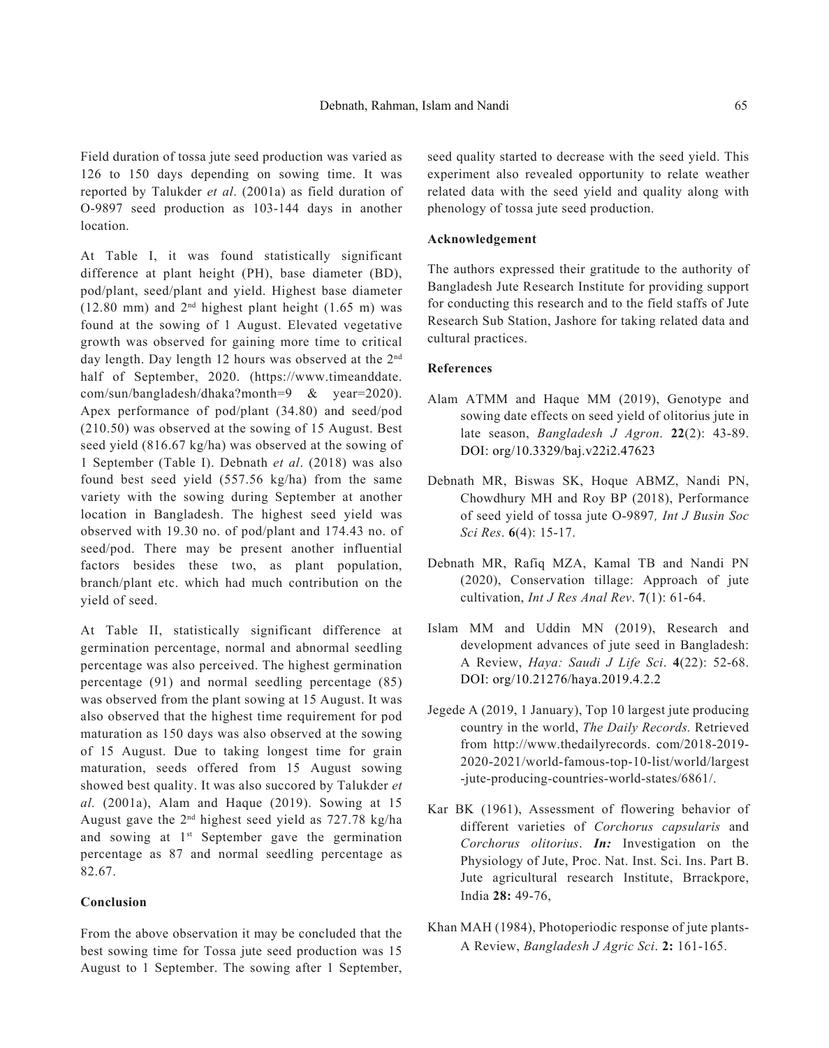Field duration of tossa jute seed production was varied as 126 to 150 days depending on sowing time. It was reported by Talukder *et al*. (2001a) as field duration of O-9897 seed production as 103-144 days in another location.

At Table I, it was found statistically significant difference at plant height (PH), base diameter (BD), pod/plant, seed/plant and yield. Highest base diameter (12.80 mm) and 2nd highest plant height (1.65 m) was found at the sowing of 1 August. Elevated vegetative growth was observed for gaining more time to critical day length. Day length 12 hours was observed at the 2nd half of September, 2020. (https://www.timeanddate.com/sun/bangladesh/dhaka?month=9 & year=2020). Apex performance of pod/plant (34.80) and seed/pod (210.50) was observed at the sowing of 15 August. Best seed yield (816.67 kg/ha) was observed at the sowing of 1 September (Table I). Debnath *et al*. (2018) was also found best seed yield (557.56 kg/ha) from the same variety with the sowing during September at another location in Bangladesh. The highest seed yield was observed with 19.30 no. of pod/plant and 174.43 no. of seed/pod. There may be present another influential factors besides these two, as plant population, branch/plant etc. which had much contribution on the yield of seed.

At Table II, statistically significant difference at germination percentage, normal and abnormal seedling percentage was also perceived. The highest germination percentage (91) and normal seedling percentage (85) was observed from the plant sowing at 15 August. It was also observed that the highest time requirement for pod maturation as 150 days was also observed at the sowing of 15 August. Due to taking longest time for grain maturation, seeds offered from 15 August sowing showed best quality. It was also succored by Talukder *et al.* (2001a), Alam and Haque (2019). Sowing at 15 August gave the 2nd highest seed yield as 727.78 kg/ha and sowing at 1st September gave the germination percentage as 87 and normal seedling percentage as 82.67.

### Conclusion

From the above observation it may be concluded that the best sowing time for Tossa jute seed production was 15 August to 1 September. The sowing after 1 September, seed quality started to decrease with the seed yield. This experiment also revealed opportunity to relate weather related data with the seed yield and quality along with phenology of tossa jute seed production.

### Acknowledgement

The authors expressed their gratitude to the authority of Bangladesh Jute Research Institute for providing support for conducting this research and to the field staffs of Jute Research Sub Station, Jashore for taking related data and cultural practices.

### References

Alam ATMM and Haque MM (2019), Genotype and sowing date effects on seed yield of olitorius jute in late season, *Bangladesh J Agron*. **22**(2): 43-89. DOI: org/10.3329/baj.v22i2.47623

Debnath MR, Biswas SK, Hoque ABMZ, Nandi PN, Chowdhury MH and Roy BP (2018), Performance of seed yield of tossa jute O-9897*, Int J Busin Soc Sci Res*. **6**(4): 15-17.

Debnath MR, Rafiq MZA, Kamal TB and Nandi PN (2020), Conservation tillage: Approach of jute cultivation, *Int J Res Anal Rev*. **7**(1): 61-64.

Islam MM and Uddin MN (2019), Research and development advances of jute seed in Bangladesh: A Review, *Haya: Saudi J Life Sci*. **4**(22): 52-68. DOI: org/10.21276/haya.2019.4.2.2

Jegede A (2019, 1 January), Top 10 largest jute producing country in the world, *The Daily Records.* Retrieved from http://www.thedailyrecords. com/2018-2019-2020-2021/world-famous-top-10-list/world/largest-jute-producing-countries-world-states/6861/.

Kar BK (1961), Assessment of flowering behavior of different varieties of *Corchorus capsularis* and *Corchorus olitorius*. ***In:*** Investigation on the Physiology of Jute, Proc. Nat. Inst. Sci. Ins. Part B. Jute agricultural research Institute, Brrackpore, India **28:** 49-76,

Khan MAH (1984), Photoperiodic response of jute plants-A Review, *Bangladesh J Agric Sci*. **2:** 161-165.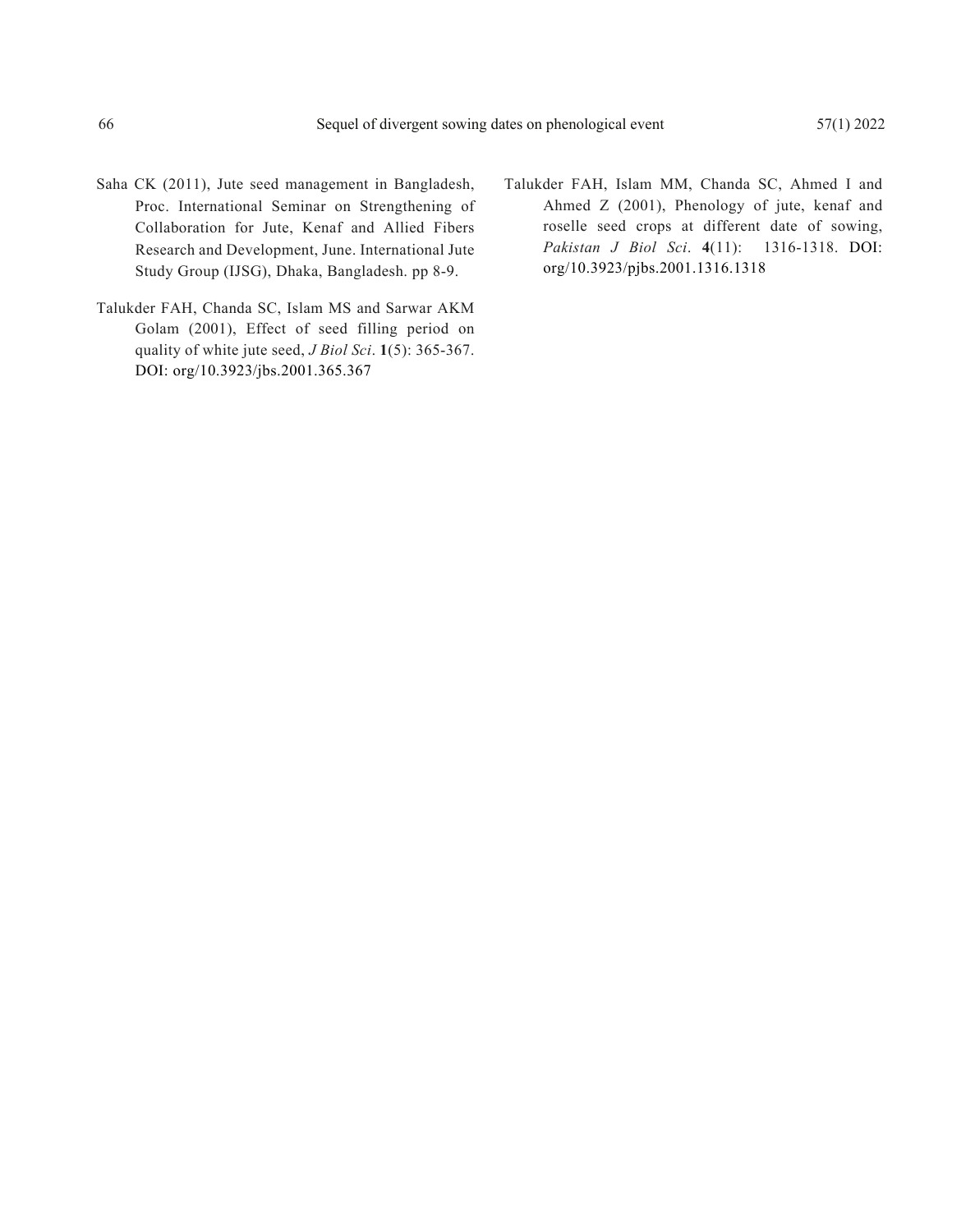Saha CK (2011), Jute seed management in Bangladesh, Proc. International Seminar on Strengthening of Collaboration for Jute, Kenaf and Allied Fibers Research and Development, June. International Jute Study Group (IJSG), Dhaka, Bangladesh. pp 8-9.

Talukder FAH, Chanda SC, Islam MS and Sarwar AKM Golam (2001), Effect of seed filling period on quality of white jute seed, *J Biol Sci*. **1**(5): 365-367. DOI: org/10.3923/jbs.2001.365.367

Talukder FAH, Islam MM, Chanda SC, Ahmed I and Ahmed Z (2001), Phenology of jute, kenaf and roselle seed crops at different date of sowing, *Pakistan J Biol Sci*. **4**(11): 1316-1318. DOI: org/10.3923/pjbs.2001.1316.1318